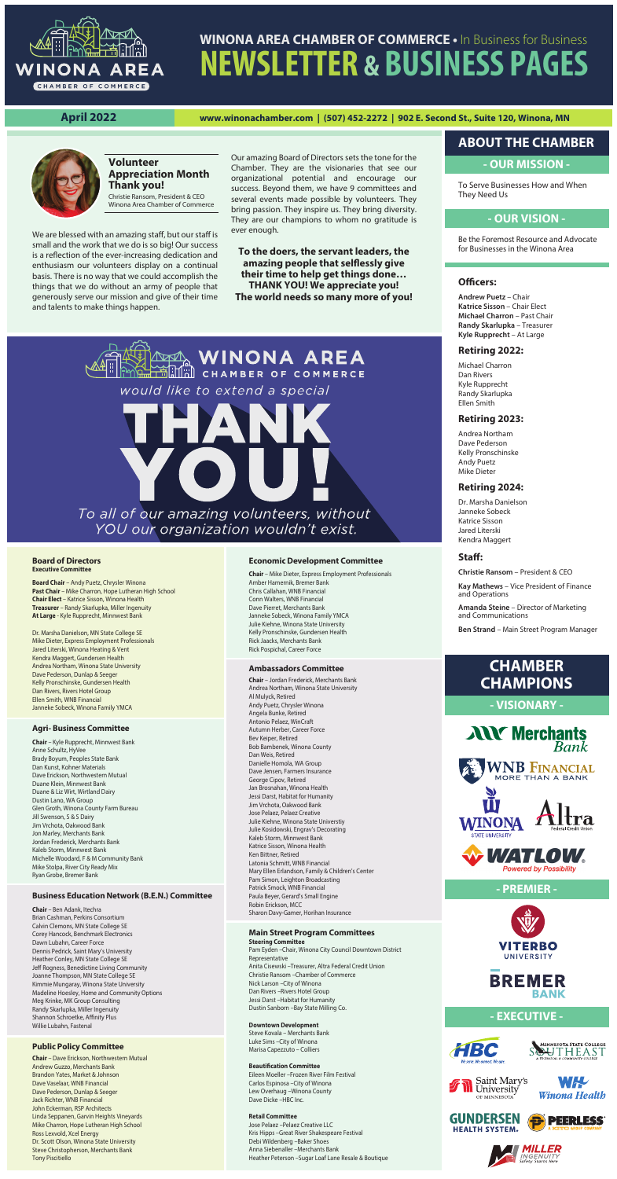# WINONA AREA CHAMBER OF COMMERCE • In Business for Business
# NEWSLETTER & BUSINESS PAGES

**April 2022** | www.winonachamber.com | (507) 452-2272 | 902 E. Second St., Suite 120, Winona, MN

## Volunteer Appreciation Month Thank you!

Christie Ransom, President & CEO
Winona Area Chamber of Commerce

We are blessed with an amazing staff, but our staff is small and the work that we do is so big! Our success is a reflection of the ever-increasing dedication and enthusiasm our volunteers display on a continual basis. There is no way that we could accomplish the things that we do without an army of people that generously serve our mission and give of their time and talents to make things happen.

Our amazing Board of Directors sets the tone for the Chamber. They are the visionaries that see our organizational potential and encourage our success. Beyond them, we have 9 committees and several events made possible by volunteers. They bring passion. They inspire us. They bring diversity. They are our champions to whom no gratitude is ever enough.

**To the doers, the servant leaders, the amazing people that selflessly give their time to help get things done… THANK YOU! We appreciate you! The world needs so many more of you!**

WINONA AREA CHAMBER OF COMMERCE *would like to extend a special*

# THANK YOU!

*To all of our amazing volunteers, without YOU our organization wouldn't exist.*

### Board of Directors
**Executive Committee**

**Board Chair** – Andy Puetz, Chrysler Winona
**Past Chair** – Mike Charron, Hope Lutheran High School
**Chair Elect** – Katrice Sisson, Winona Health
**Treasurer** – Randy Skarlupka, Miller Ingenuity
**At Large** - Kyle Rupprecht, Minnwest Bank

Dr. Marsha Danielson, MN State College SE
Mike Dieter, Express Employment Professionals
Jared Literski, Winona Heating & Vent
Kendra Maggert, Gundersen Health
Andrea Northam, Winona State University
Dave Pederson, Dunlap & Seeger
Kelly Pronschinske, Gundersen Health
Dan Rivers, Rivers Hotel Group
Ellen Smith, WNB Financial
Janneke Sobeck, Winona Family YMCA

### Agri- Business Committee

**Chair** – Kyle Rupprecht, Minnwest Bank
Anne Schultz, HyVee
Brady Boyum, Peoples State Bank
Dan Kunst, Kohner Materials
Dave Erickson, Northwestern Mutual
Duane Klein, Minnwest Bank
Duane & Liz Wirt, Wirtland Dairy
Dustin Lano, WA Group
Glen Groth, Winona County Farm Bureau
Jill Swenson, S & S Dairy
Jim Vrchota, Oakwood Bank
Jon Marley, Merchants Bank
Jordan Frederick, Merchants Bank
Kaleb Storm, Minnwest Bank
Michelle Woodard, F & M Community Bank
Mike Stolpa, River City Ready Mix
Ryan Grobe, Bremer Bank

### Business Education Network (B.E.N.) Committee

**Chair** – Ben Adank, Itechra
Brian Cashman, Perkins Consortium
Calvin Clemons, MN State College SE
Corey Hancock, Benchmark Electronics
Dawn Lubahn, Career Force
Dennis Pedrick, Saint Mary's University
Heather Conley, MN State College SE
Jeff Rogness, Benedictine Living Community
Joanne Thompson, MN State College SE
Kimmie Mungaray, Winona State University
Madeline Hoesley, Home and Community Options
Meg Krinke, MK Group Consulting
Randy Skarlupka, Miller Ingenuity
Shannon Schroetke, Affinity Plus
Willie Lubahn, Fastenal

### Public Policy Committee

**Chair** – Dave Erickson, Northwestern Mutual
Andrew Guzzo, Merchants Bank
Brandon Yates, Market & Johnson
Dave Vaselaar, WNB Financial
Dave Pederson, Dunlap & Seeger
Jack Richter, WNB Financial
John Eckerman, RSP Architects
Linda Seppanen, Garvin Heights Vineyards
Mike Charron, Hope Lutheran High School
Ross Lexvold, Xcel Energy
Dr. Scott Olson, Winona State University
Steve Christopherson, Merchants Bank
Tony Piscitiello

### Economic Development Committee

**Chair** – Mike Dieter, Express Employment Professionals
Amber Hamernik, Bremer Bank
Chris Callahan, WNB Financial
Conn Walters, WNB Financial
Dave Pierret, Merchants Bank
Janneke Sobeck, Winona Family YMCA
Julie Kiehne, Winona State University
Kelly Pronschinske, Gundersen Health
Rick Jaacks, Merchants Bank
Rick Pospichal, Career Force

### Ambassadors Committee

**Chair** – Jordan Frederick, Merchants Bank
Andrea Northam, Winona State University
Al Mulyck, Retired
Andy Puetz, Chrysler Winona
Angela Bunke, Retired
Antonio Pelaez, WinCraft
Autumn Herber, Career Force
Bev Keiper, Retired
Bob Bambenek, Winona County
Dan Weis, Retired
Danielle Homola, WA Group
Dave Jensen, Farmers Insurance
George Cipov, Retired
Jan Brosnahan, Winona Health
Jessi Darst, Habitat for Humanity
Jim Vrchota, Oakwood Bank
Jose Pelaez, Pelaez Creative
Julie Kiehne, Winona State Universtiy
Julie Kosidowski, Engrav's Decorating
Kaleb Storm, Minnwest Bank
Katrice Sisson, Winona Health
Ken Bittner, Retired
Latonia Schmitt, WNB Financial
Mary Ellen Erlandson, Family & Children's Center
Pam Simon, Leighton Broadcasting
Patrick Smock, WNB Financial
Paula Beyer, Gerard's Small Engine
Robin Erickson, MCC
Sharon Davy-Gamer, Horihan Insurance

### Main Street Program Committees

**Steering Committee**
Pam Eyden –Chair, Winona City Council Downtown District Representative
Anita Cisewski –Treasurer, Altra Federal Credit Union
Christie Ransom –Chamber of Commerce
Nick Larson –City of Winona
Dan Rivers –Rivers Hotel Group
Jessi Darst –Habitat for Humanity
Dustin Sanborn –Bay State Milling Co.

**Downtown Development**
Steve Kovala – Merchants Bank
Luke Sims –City of Winona
Marisa Capezzuto – Colliers

**Beautification Committee**
Eileen Moeller –Frozen River Film Festival
Carlos Espinosa –City of Winona
Lew Overhaug –Winona County
Dave Dicke –HBC Inc.

**Retail Committee**
Jose Pelaez –Pelaez Creative LLC
Kris Hipps –Great River Shakespeare Festival
Debi Wildenberg –Baker Shoes
Anna Siebenaller –Merchants Bank
Heather Peterson –Sugar Loaf Lane Resale & Boutique

## ABOUT THE CHAMBER

### - OUR MISSION -

To Serve Businesses How and When They Need Us

### - OUR VISION -

Be the Foremost Resource and Advocate for Businesses in the Winona Area

### Officers:

**Andrew Puetz** – Chair
**Katrice Sisson** – Chair Elect
**Michael Charron** – Past Chair
**Randy Skarlupka** – Treasurer
**Kyle Rupprecht** – At Large

### Retiring 2022:

Michael Charron
Dan Rivers
Kyle Rupprecht
Randy Skarlupka
Ellen Smith

### Retiring 2023:

Andrea Northam
Dave Pederson
Kelly Pronschinske
Andy Puetz
Mike Dieter

### Retiring 2024:

Dr. Marsha Danielson
Janneke Sobeck
Katrice Sisson
Jared Literski
Kendra Maggert

### Staff:

**Christie Ransom** – President & CEO

**Kay Mathews** – Vice President of Finance and Operations

**Amanda Steine** – Director of Marketing and Communications

**Ben Strand** – Main Street Program Manager

## CHAMBER CHAMPIONS

### - VISIONARY -

Merchants Bank
WNB Financial – More Than a Bank
Winona State University
Altra Federal Credit Union
Watlow – Powered by Possibility

### - PREMIER -

Viterbo University
Bremer Bank

### - EXECUTIVE -

HBC
Minnesota State College Southeast
Saint Mary's University of Minnesota
Winona Health
Gundersen Health System
Peerless
Miller Ingenuity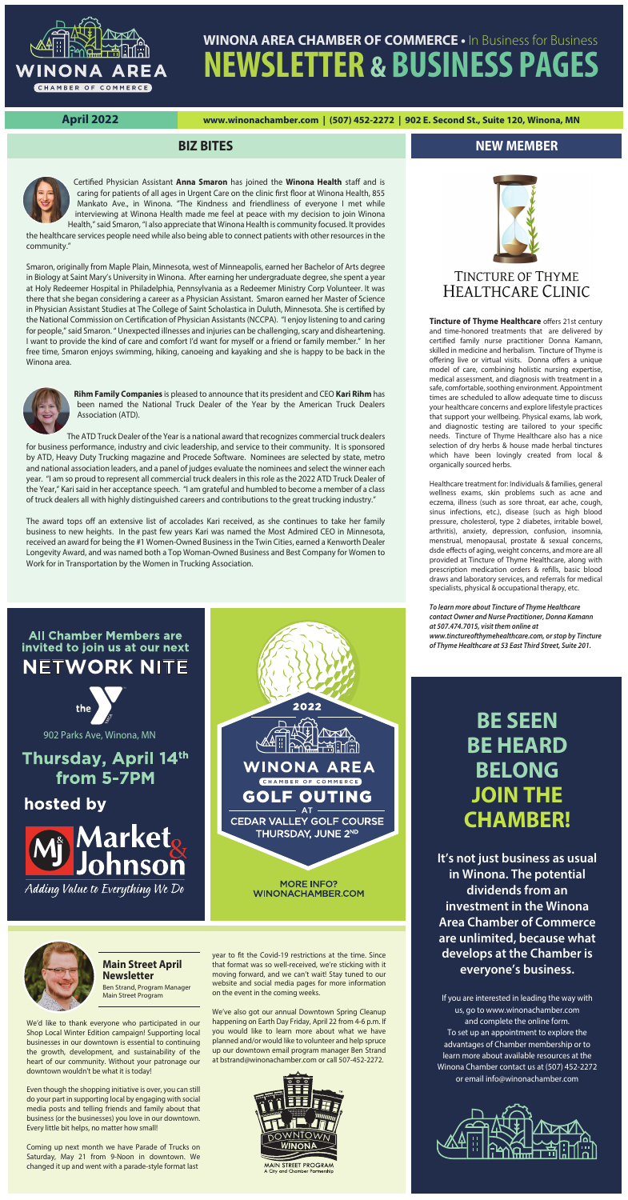# WINONA AREA CHAMBER OF COMMERCE • In Business for Business
# NEWSLETTER & BUSINESS PAGES

**April 2022** www.winonachamber.com | (507) 452-2272 | 902 E. Second St., Suite 120, Winona, MN

## BIZ BITES

Certified Physician Assistant **Anna Smaron** has joined the **Winona Health** staff and is caring for patients of all ages in Urgent Care on the clinic first floor at Winona Health, 855 Mankato Ave., in Winona. "The Kindness and friendliness of everyone I met while interviewing at Winona Health made me feel at peace with my decision to join Winona Health," said Smaron, "I also appreciate that Winona Health is community focused. It provides the healthcare services people need while also being able to connect patients with other resources in the community."

Smaron, originally from Maple Plain, Minnesota, west of Minneapolis, earned her Bachelor of Arts degree in Biology at Saint Mary's University in Winona. After earning her undergraduate degree, she spent a year at Holy Redeemer Hospital in Philadelphia, Pennsylvania as a Redeemer Ministry Corp Volunteer. It was there that she began considering a career as a Physician Assistant. Smaron earned her Master of Science in Physician Assistant Studies at The College of Saint Scholastica in Duluth, Minnesota. She is certified by the National Commission on Certification of Physician Assistants (NCCPA). "I enjoy listening to and caring for people," said Smaron. " Unexpected illnesses and injuries can be challenging, scary and disheartening. I want to provide the kind of care and comfort I'd want for myself or a friend or family member." In her free time, Smaron enjoys swimming, hiking, canoeing and kayaking and she is happy to be back in the Winona area.

**Rihm Family Companies** is pleased to announce that its president and CEO **Kari Rihm** has been named the National Truck Dealer of the Year by the American Truck Dealers Association (ATD).

The ATD Truck Dealer of the Year is a national award that recognizes commercial truck dealers for business performance, industry and civic leadership, and service to their community. It is sponsored by ATD, Heavy Duty Trucking magazine and Procede Software. Nominees are selected by state, metro and national association leaders, and a panel of judges evaluate the nominees and select the winner each year. "I am so proud to represent all commercial truck dealers in this role as the 2022 ATD Truck Dealer of the Year," Kari said in her acceptance speech. "I am grateful and humbled to become a member of a class of truck dealers all with highly distinguished careers and contributions to the great trucking industry."

The award tops off an extensive list of accolades Kari received, as she continues to take her family business to new heights. In the past few years Kari was named the Most Admired CEO in Minnesota, received an award for being the #1 Women-Owned Business in the Twin Cities, earned a Kenworth Dealer Longevity Award, and was named both a Top Woman-Owned Business and Best Company for Women to Work for in Transportation by the Women in Trucking Association.

## NEW MEMBER

TINCTURE OF THYME HEALTHCARE CLINIC

**Tincture of Thyme Healthcare** offers 21st century and time-honored treatments that are delivered by certified family nurse practitioner Donna Kamann, skilled in medicine and herbalism. Tincture of Thyme is offering live or virtual visits. Donna offers a unique model of care, combining holistic nursing expertise, medical assessment, and diagnosis with treatment in a safe, comfortable, soothing environment. Appointment times are scheduled to allow adequate time to discuss your healthcare concerns and explore lifestyle practices that support your wellbeing. Physical exams, lab work, and diagnostic testing are tailored to your specific needs. Tincture of Thyme Healthcare also has a nice selection of dry herbs & house made herbal tinctures which have been lovingly created from local & organically sourced herbs.

Healthcare treatment for: Individuals & families, general wellness exams, skin problems such as acne and eczema, illness (such as sore throat, ear ache, cough, sinus infections, etc.), disease (such as high blood pressure, cholesterol, type 2 diabetes, irritable bowel, arthritis), anxiety, depression, confusion, insomnia, menstrual, menopausal, prostate & sexual concerns, dsde effects of aging, weight concerns, and more are all provided at Tincture of Thyme Healthcare, along with prescription medication orders & refills, basic blood draws and laboratory services, and referrals for medical specialists, physical & occupational therapy, etc.

***To learn more about Tincture of Thyme Healthcare contact Owner and Nurse Practitioner, Donna Kamann at 507.474.7015, visit them online at www.tinctureofthymehealthcare.com, or stop by Tincture of Thyme Healthcare at 53 East Third Street, Suite 201.***

**All Chamber Members are invited to join us at our next NETWORK NITE**

the Y

902 Parks Ave, Winona, MN

**Thursday, April 14th from 5-7PM**

**hosted by**

Market & Johnson

*Adding Value to Everything We Do*

2022

WINONA AREA CHAMBER OF COMMERCE

**GOLF OUTING**

AT

**CEDAR VALLEY GOLF COURSE THURSDAY, JUNE 2ND**

MORE INFO? WINONACHAMBER.COM

# BE SEEN BE HEARD BELONG JOIN THE CHAMBER!

**It's not just business as usual in Winona. The potential dividends from an investment in the Winona Area Chamber of Commerce are unlimited, because what develops at the Chamber is everyone's business.**

If you are interested in leading the way with us, go to www.winonachamber.com and complete the online form. To set up an appointment to explore the advantages of Chamber membership or to learn more about available resources at the Winona Chamber contact us at (507) 452-2272 or email info@winonachamber.com

### Main Street April Newsletter

Ben Strand, Program Manager
Main Street Program

We'd like to thank everyone who participated in our Shop Local Winter Edition campaign! Supporting local businesses in our downtown is essential to continuing the growth, development, and sustainability of the heart of our community. Without your patronage our downtown wouldn't be what it is today!

Even though the shopping initiative is over, you can still do your part in supporting local by engaging with social media posts and telling friends and family about that business (or the businesses) you love in our downtown. Every little bit helps, no matter how small!

Coming up next month we have Parade of Trucks on Saturday, May 21 from 9-Noon in downtown. We changed it up and went with a parade-style format last year to fit the Covid-19 restrictions at the time. Since that format was so well-received, we're sticking with it moving forward, and we can't wait! Stay tuned to our website and social media pages for more information on the event in the coming weeks.

We've also got our annual Downtown Spring Cleanup happening on Earth Day Friday, April 22 from 4-6 p.m. If you would like to learn more about what we have planned and/or would like to volunteer and help spruce up our downtown email program manager Ben Strand at bstrand@winonachamber.com or call 507-452-2272.

DOWNTOWN WINONA
MAIN STREET PROGRAM
A City and Chamber Partnership